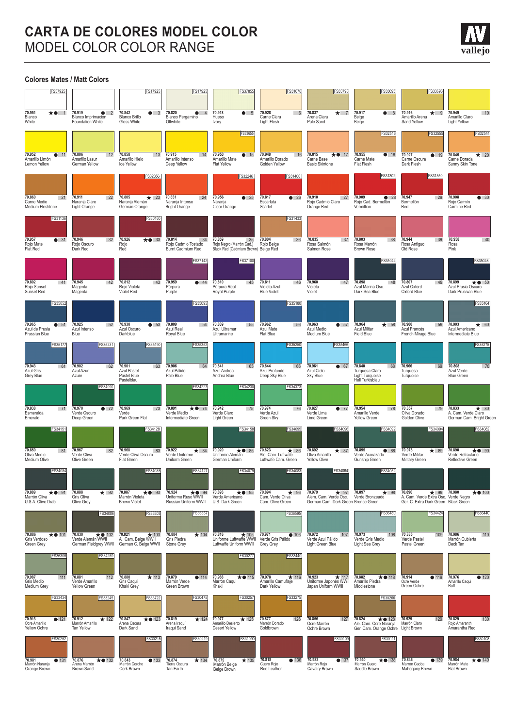# CARTA DE COLORES MODEL COLOR
# MODEL COLOR COLOR RANGE

vallejo

## Colores Mates / Matt Colors

| Nº | Ref. | Nombre | Name | FS | Símbolos |
|---|---|---|---|---|---|
| 1 | 70.951 | Blanco | White | FS37925 | ★● |
| 2 | 70.919 | Blanco Imprimación | Foundation White | | ● |
| 3 | 70.842 | Blanco Brillo | Gloss White | FS17925 | ● |
| 4 | 70.820 | Blanco Pergamino | Offwhite | FS17925 | ● |
| 5 | 70.918 | Hueso | Ivory | FS37855 | ● |
| 6 | 70.928 | Carne Clara | Light Flesh | FS31670 | |
| 7 | 70.837 | Arena Clara | Pale Sand | FS33798 | ★ |
| 8 | 70.917 | Beige | Beige | FS33695 | ● |
| 9 | 70.916 | Amarillo Arena | Sand Yellow | FS33696 | ★ |
| 10 | 70.949 | Amarillo Claro | Light Yellow | | |
| 11 | 70.952 | Amarillo Limón | Lemon Yellow | | ● |
| 12 | 70.806 | Amarillo Lasur | German Yellow | | |
| 13 | 70.858 | Amarillo Hielo | Ice Yellow | | |
| 14 | 70.915 | Amarillo Intenso | Deep Yellow | | |
| 15 | 70.953 | Amarillo Mate | Flat Yellow | FS33655 | ● |
| 16 | 70.948 | Amarillo Dorado | Golden Yellow | | |
| 17 | 70.815 | Carne Base | Basic Skintone | | ★● |
| 18 | 70.955 | Carne Mate | Flat Flesh | FS32516 | ● |
| 19 | 70.927 | Carne Oscura | Dark Flesh | FS32555 | ● |
| 20 | 70.845 | Carne Dorada | Sunny Skin Tone | FS32544 | ★ |
| 21 | 70.860 | Carne Medio | Medium Fleshtone | | |
| 22 | 70.911 | Naranja Claro | Light Orange | | |
| 23 | 70.805 | Naranja Alemán | German Orange | FS32356 | ★ |
| 24 | 70.851 | Naranja Intenso | Bright Orange | | |
| 25 | 70.956 | Naranja | Clear Orange | FS32246 | ● |
| 26 | 70.817 | Escarlata | Scarlet | FS31400 | ● |
| 27 | 70.910 | Rojo Cadmio Claro | Orange Red | | |
| 28 | 70.909 | Rojo Cad. Bermellón | Vermillion | FS31302 | ● |
| 29 | 70.947 | Bermellón | Red | FS31350 | |
| 30 | 70.908 | Rojo Carmín | Carmine Red | | ● |
| 31 | 70.957 | Rojo Mate | Flat Red | FS31136 | ● |
| 32 | 70.946 | Rojo Oscuro | Dark Red | | |
| 33 | 70.926 | Rojo | Red | FS30160 | ★● |
| 34 | 70.814 | Rojo Cadmio Tostado | Burnt Cadmium Red | | |
| 35 | 70.859 | Rojo Negro (Marrón Cad.) | Black Red (Cadmium Brown) | | |
| 36 | 70.804 | Rojo Beige | Beige Red | FS31433 | |
| 37 | 70.835 | Rosa Salmón | Salmon Rose | | |
| 38 | 70.803 | Rosa Marrón | Brown Rose | | |
| 39 | 70.944 | Rosa Antiguo | Old Rose | | |
| 40 | 70.958 | Rosa | Pink | | |
| 41 | 70.802 | Rojo Sunset | Sunset Red | | |
| 42 | 70.945 | Magenta | Magenta | | |
| 43 | 70.812 | Rojo Violeta | Violet Red | | |
| 44 | 70.959 | Púrpura | Purple | FS37142 | ● |
| 45 | 70.810 | Púrpura Real | Royal Purple | FS37100 | |
| 46 | 70.811 | Violeta Azul | Blue Violet | | |
| 47 | 70.960 | Violeta | Violet | | |
| 48 | 70.898 | Azul Marina Osc. | Dark Sea Blue | FS35042 | |
| 49 | 70.807 | Azul Oxford | Oxford Blue | | |
| 50 | 70.899 | Azul Prusia Oscuro | Dark Prussian Blue | FS35048 | ★● |
| 51 | 70.965 | Azul de Prusia | Prussian Blue | FS35052 | ● |
| 52 | 70.925 | Azul Intenso | Blue | | |
| 53 | 70.930 | Azul Oscuro | Darkblue | | ● |
| 54 | 70.809 | Azul Real | Royal Blue | FS35095 | |
| 55 | 70.839 | Azul Ultramar | Ultramarine | | |
| 56 | 70.962 | Azul Mate | Flat Blue | FS35180 | |
| 57 | 70.963 | Azul Medio | Medium Blue | | ● |
| 58 | 70.964 | Azul Militar | Field Blue | | ★ |
| 59 | 70.900 | Azul Francés | French Mirage Blue | | |
| 60 | 70.903 | Azul Americano | Intermediate Blue | FS35164 | ★ |
| 61 | 70.943 | Azul Gris | Grey Blue | FS35177 | |
| 62 | 70.902 | Azul Azur | Azure | FS35231 | |
| 63 | 70.901 | Azul Pastel | Pastel Blue / Pastelblau | FS35190 | |
| 64 | 70.906 | Azul Pálido | Pale Blue | FS35352 | |
| 65 | 70.841 | Azul Andrea | Andrea Blue | | |
| 66 | 70.844 | Azul Profundo | Deep Sky Blue | FS35250 | |
| 67 | 70.961 | Azul Cielo | Sky Blue | FS35466 | ● |
| 68 | 70.840 | Turquesa Claro | Light Turquoise / Hell Turkisblau | | |
| 69 | 70.966 | Turquesa | Turquoise | | |
| 70 | 70.808 | Azul Verde | Blue Green | FS35275 | |
| 71 | 70.838 | Esmeralda | Emerald | | |
| 72 | 70.970 | Verde Oscuro | Deep Green | FS34090 | ● |
| 73 | 70.969 | Verde | Park Green Flat | | |
| 74 | 70.891 | Verde Medio | Intermediate Green | FS34227 | ★● |
| 75 | 70.942 | Verde Claro | Light Green | FS34230 | |
| 76 | 70.974 | Verde Azul | Green Sky | FS34373 | |
| 77 | 70.827 | Verde Lima | Lime Green | | ● |
| 78 | 70.954 | Amarillo Verde | Yellow Green | | |
| 79 | 70.857 | Oliva Dorado | Golden Olive | | |
| 80 | 70.833 | A. Cam. Verde Claro | German Cam. Bright Green | | ★ |
| 81 | 70.850 | Oliva Medio | Medium Olive | FS34151 | |
| 82 | 70.967 | Verde Oliva | Olive Green | | |
| 83 | 70.968 | Verde Oliva Oscuro | Flat Green | FS34128 | |
| 84 | 70.922 | Verde Uniforme | Uniform Green | | ★ |
| 85 | 70.920 | Uniforme Alemán | German Uniform | FS34158 | ★● |
| 86 | 70.823 | Ale. Cam. Luftwaffe | Luftwaffe Cam. Green | FS34095 | ★ |
| 87 | 70.892 | Oliva Amarillo | Yellow Olive | FS34096 | ★ |
| 88 | 70.895 | Verde Acorazado | Gunship Green | FS34092 | ● |
| 89 | 70.975 | Verde Militar | Military Green | FS34094 | ★ |
| 90 | 70.890 | Verde Refractario | Reflective Green | FS34082 | ★● |
| 91 | 70.889 | Marrón Oliva | U.S.A. Olive Drab | FS34084 | ★● |
| 92 | 70.888 | Gris Oliva | Olive Grey | | ★ |
| 93 | 70.887 | Marrón Violeta | Brown Violet | FS34088 | ★● |
| 94 | 70.924 | Uniforme Ruso WWII | Russian Uniform WWII | FS34127 | ★● |
| 95 | 70.893 | Verde Americano | U.S. Dark Green | FS34079 | ★● |
| 96 | 70.894 | Cam. Verde Oliva | Cam. Olive Green | FS34083 | ★ |
| 97 | 70.979 | Alem. Cam. Verde Osc. | German Cam. Dark Green | FS34064 | ★ |
| 98 | 70.897 | Verde Bronzeado | Bronce Green | FS34052 | ★ |
| 99 | 70.896 | A. Cam. Verde Extra Osc. | Ger. C. Extra Dark Green | | ★ |
| 100 | 70.980 | Verde Negro | Black Green | | ★● |
| 101 | 70.886 | Gris Verdoso | Green Grey | | ★● |
| 102 | 70.830 | Verde Alemán WWII | German Fieldgrey WWII | FS34086 | ★● |
| 103 | 70.821 | Al. Cam. Beige WWII | German C. Beige WWII | FS33303 | ★ |
| 104 | 70.884 | Gris Piedra | Stone Grey | FS36357 | ★ |
| 105 | 70.816 | Uniforme Luftwaffe WWII | Luftwaffe Uniform WWII | | ★● |
| 106 | 70.971 | Verde Gris Pálido | Grey Green | FS36595 | ● |
| 107 | 70.972 | Verde Azul Pálido | Light Green Blue | | |
| 108 | 70.973 | Verde Gris Medio | Light Sea Grey | FS36480 | |
| 109 | 70.885 | Verde Pastel | Pastel Green | FS34424 | |
| 110 | 70.986 | Marrón Cubierta | Deck Tan | FS35440 | |
| 111 | 70.987 | Gris Medio | Medium Grey | FS36306 | |
| 112 | 70.881 | Verde Amarillo | Yellow Green | FS34259 | |
| 113 | 70.880 | Gris Caqui | Khaki Grey | | ★ |
| 114 | 70.879 | Marrón Verde | Green Brown | | ● |
| 115 | 70.988 | Marrón Caqui | Khaki | FS30277 | ★● |
| 116 | 70.978 | Amarillo Camuflaje | Dark Yellow | FS33440 | ★ |
| 117 | 70.923 | Uniforme Japonés WWII | Japan Uniform WWII | | ★ |
| 118 | 70.882 | Amarillo Piedra | Middlestone | | ★● |
| 119 | 70.914 | Ocre Verde | Green Ochre | | ● |
| 120 | 70.976 | Amarillo Caqui | Buff | | ● |
| 121 | 70.913 | Ocre Amarillo | Yellow Ochre | FS33434 | ● |
| 122 | 70.912 | Marrón Amarillo | Tan Yellow | FS33245 | ★ |
| 123 | 70.847 | Arena Oscura | Dark Sand | FS33722 | ★● |
| 124 | 70.819 | Arena Iraquí | Iraqui Sand | FS30475 | ★ |
| 125 | 70.977 | Amarillo Desierto | Desert Yellow | FS30257 | ★ |
| 126 | 70.877 | Marrón Dorado | Goldbrown | FS33275 | |
| 127 | 70.856 | Ocre Marrón | Ochre Brown | | |
| 128 | 70.824 | Ale. Cam. Ocre Naranja | Ger. Cam. Orange Ochre | FS30266 | ★● |
| 129 | 70.929 | Marrón Claro | Light Brown | | |
| 130 | 70.829 | Rojo Amaranth | Amarantha Red | | |
| 131 | 70.981 | Marrón Naranja | Orange Brown | FS30252 | ● |
| 132 | 70.876 | Arena Marrón | Brown Sand | | ★● |
| 133 | 70.843 | Marrón Corcho | Cork Brown | FS30215 | ● |
| 134 | 70.874 | Tierra Oscura | Tan Earth | FS30219 | ★ |
| 135 | 70.875 | Marrón Beige | Beige Brown | FS31090 | ★ |
| 136 | 70.818 | Cuero Rojo | Red Leather | | ● |
| 137 | 70.982 | Marrón Rojo | Cavalry Brown | FS30109 | ● |
| 138 | 70.940 | Marrón Cuero | Saddle Brown | FS30111 | ★● |
| 139 | 70.846 | Marrón Caoba | Mahogany Brown | | ● |
| 140 | 70.984 | Marrón Mate | Flat Brown | FS30108 | ★● |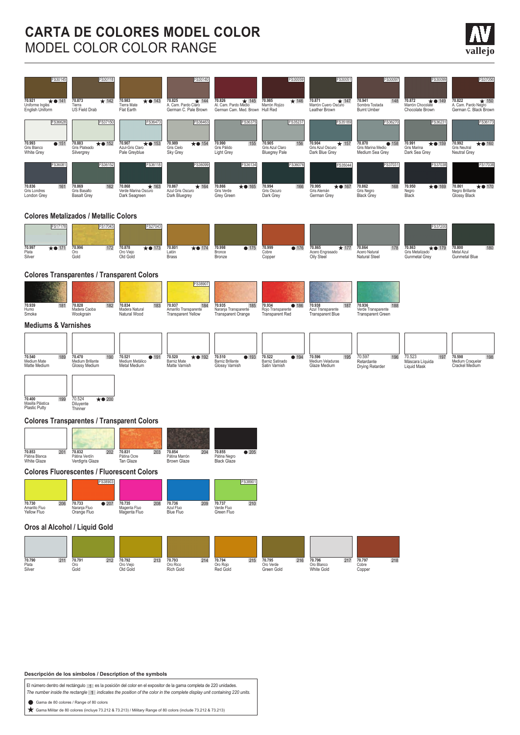# CARTA DE COLORES MODEL COLOR
## MODEL COLOR COLOR RANGE

vallejo

| Code | Name (ES) | Name (EN) | FS | Position | Symbols |
|---|---|---|---|---|---|
| 70.921 | Uniforme Inglés | English Uniform | FS30145 | 141 | ★● |
| 70.873 | Tierra | US Field Drab | FS30118 | 142 | ★ |
| 70.983 | Tierra Mate | Flat Earth | | 143 | ★● |
| 70.825 | A. Cam. Pardo Claro | German C. Pale Brown | FS30140 | 144 | ★ |
| 70.826 | Al. Cam. Pardo Medio | German Cam. Med. Brown | | 145 | ★ |
| 70.985 | Marrón Rojizo | Hull Red | FS30059 | 146 | ★ |
| 70.871 | Marrón Cuero Oscuro | Leather Brown | FS30051 | 147 | ★ |
| 70.941 | Sombra Tostada | Burnt Umber | FS30097 | 148 | |
| 70.872 | Marrón Chocolate | Chocolate Brown | FS30099 | 149 | ★● |
| 70.822 | A. Cam. Pardo Negro | German C. Black Brown | FS37056 | 150 | ★ |
| 70.993 | Gris Blanco | White Grey | FS36628 | 151 | ● |
| 70.883 | Gris Plateado | Silvergrey | FS37150 | 152 | ★● |
| 70.907 | Azul-Gris Claro | Pale Greyblue | FS36473 | 153 | ★● |
| 70.989 | Gris Cielo | Sky Grey | FS36463 | 154 | ★● |
| 70.990 | Gris Pálido | Light Grey | FS36375 | 155 | |
| 70.905 | Gris Azul Claro | Bluegrey Pale | FS35237 | 156 | |
| 70.904 | Gris Azul Oscuro | Dark Blue Grey | FS35189 | 157 | ★ |
| 70.870 | Gris Marina Medio | Medium Sea Grey | FS36270 | 158 | ● |
| 70.991 | Gris Marina | Dark Sea Grey | FS36231 | 159 | ★● |
| 70.992 | Gris Neutral | Neutral Grey | FS36173 | 160 | ★● |
| 70.836 | Gris Londres | London Grey | FS36081 | 161 | |
| 70.869 | Gris Basalto | Basalt Grey | FS36152 | 162 | |
| 70.868 | Verde Marina Oscuro | Dark Seagreen | FS36118 | 163 | ★ |
| 70.867 | Azul Gris Oscuro | Dark Bluegrey | FS36099 | 164 | ★ |
| 70.866 | Gris Verde | Grey Green | FS36134 | 165 | ★● |
| 70.994 | Gris Oscuro | Dark Grey | FS36076 | 166 | |
| 70.995 | Gris Alemán | German Grey | FS35044 | 167 | ★● |
| 70.862 | Gris Negro | Black Grey | FS37031 | 168 | |
| 70.950 | Negro | Black | FS37038 | 169 | ★● |
| 70.861 | Negro Brillante | Glossy Black | FS17038 | 170 | ★● |

## Colores Metalizados / Metallic Colors

| Code | Name (ES) | Name (EN) | FS | Position | Symbols |
|---|---|---|---|---|---|
| 70.997 | Plata | Silver | FS17178 | 171 | ★● |
| 70.996 | Oro | Gold | FS17043 | 172 | |
| 70.878 | Oro Viejo | Old Gold | FS27043 | 173 | ★● |
| 70.801 | Latón | Brass | | 174 | ★● |
| 70.998 | Bronce | Bronze | | 175 | ● |
| 70.999 | Cobre | Copper | | 176 | ● |
| 70.865 | Acero Engrasado | Oily Steel | | 177 | ★ |
| 70.864 | Acero Natural | Natural Steel | | 178 | |
| 70.863 | Gris Metalizado | Gunmetal Grey | FS37200 | 179 | ★● |
| 70.800 | Metal Azul | Gunmetal Blue | | 180 | |

## Colores Transparentes / Transparent Colors

| Code | Name (ES) | Name (EN) | FS | Position | Symbols |
|---|---|---|---|---|---|
| 70.939 | Humo | Smoke | | 181 | |
| 70.828 | Madera Caoba | Woodgrain | | 182 | |
| 70.834 | Madera Natural | Natural Wood | | 183 | |
| 70.937 | Amarillo Transparente | Transparent Yellow | FS38907 | 184 | |
| 70.935 | Naranja Transparente | Transparent Orange | | 185 | |
| 70.934 | Rojo Transparente | Transparent Red | | 186 | ● |
| 70.938 | Azul Transparente | Transparent Blue | | 187 | |
| 70.936 | Verde Transparente | Transparent Green | | 188 | |

## Mediums & Varnishes

| Code | Name (ES) | Name (EN) | Position | Symbols |
|---|---|---|---|---|
| 70.540 | Medium Mate | Matte Medium | 189 | |
| 70.470 | Medium Brillante | Glossy Medium | 190 | |
| 70.521 | Medium Metálico | Metal Medium | 191 | ● |
| 70.520 | Barniz Mate | Matte Varnish | 192 | ★● |
| 70.510 | Barniz Brillante | Glossy Varnish | 193 | ● |
| 70.522 | Barniz Satinado | Satin Varnish | 194 | ● |
| 70.596 | Medium Veladuras | Glaze Medium | 195 | |
| 70.597 | Retardante | Drying Retarder | 196 | |
| 70.523 | Máscara Líquida | Liquid Mask | 197 | |
| 70.598 | Medium Craquelar | Crackel Medium | 198 | |
| 70.400 | Masilla Plástica | Plastic Putty | 199 | |
| 70.524 | Diluyente | Thinner | 200 | ★● |

## Colores Transparentes / Transparent Colors

| Code | Name (ES) | Name (EN) | Position | Symbols |
|---|---|---|---|---|
| 70.853 | Pátina Blanca | White Glaze | 201 | |
| 70.832 | Pátina Verdín | Verdigris Glaze | 202 | |
| 70.831 | Pátina Ocre | Tan Glaze | 203 | |
| 70.854 | Pátina Marrón | Brown Glaze | 204 | |
| 70.855 | Pátina Negro | Black Glaze | 205 | ● |

## Colores Fluorescentes / Fluorescent Colors

| Code | Name (ES) | Name (EN) | FS | Position | Symbols |
|---|---|---|---|---|---|
| 70.730 | Amarillo Fluo | Yellow Fluo | | 206 | |
| 70.733 | Naranja Fluo | Orange Fluo | FS38903 | 207 | ● |
| 70.735 | Magenta Fluo | Magenta Fluo | | 208 | |
| 70.736 | Azul Fluo | Blue Fluo | | 209 | |
| 70.737 | Verde Fluo | Green Fluo | FS38901 | 210 | |

## Oros al Alcohol / Liquid Gold

| Code | Name (ES) | Name (EN) | Position |
|---|---|---|---|
| 70.790 | Plata | Silver | 211 |
| 70.791 | Oro | Gold | 212 |
| 70.792 | Oro Viejo | Old Gold | 213 |
| 70.793 | Oro Rico | Rich Gold | 214 |
| 70.794 | Oro Rojo | Red Gold | 215 |
| 70.795 | Oro Verde | Green Gold | 216 |
| 70.796 | Oro Blanco | White Gold | 217 |
| 70.797 | Cobre | Copper | 218 |

### Descripción de los símbolos / Description of the symbols

El número dentro del rectángulo 1 es la posición del color en el expositor de la gama completa de 220 unidades.
*The number inside the rectangle 1 indicates the position of the color in the complete display unit containing 220 units.*

● Gama de 80 colores / Range of 80 colors

★ Gama Militar de 80 colores (incluye 73.212 & 73.213) / Military Range of 80 colors (include 73.212 & 73.213)